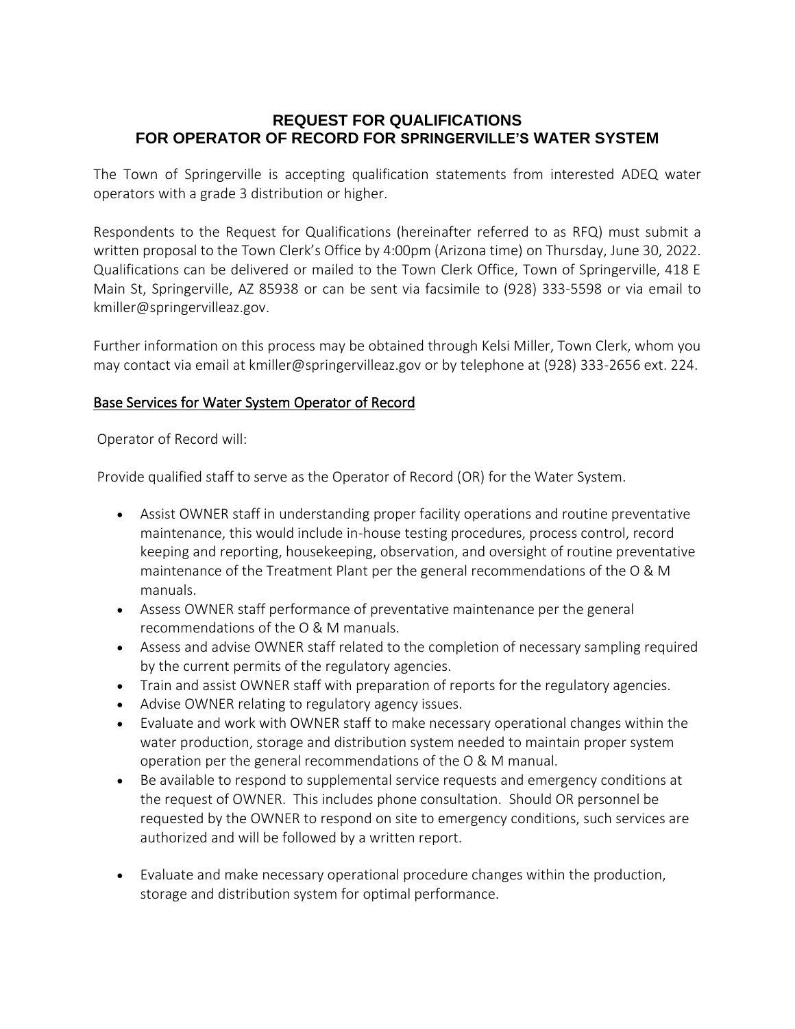# REQUEST FOR QUALIFICATIONS
# FOR OPERATOR OF RECORD FOR SPRINGERVILLE'S WATER SYSTEM

The Town of Springerville is accepting qualification statements from interested ADEQ water operators with a grade 3 distribution or higher.

Respondents to the Request for Qualifications (hereinafter referred to as RFQ) must submit a written proposal to the Town Clerk's Office by 4:00pm (Arizona time) on Thursday, June 30, 2022. Qualifications can be delivered or mailed to the Town Clerk Office, Town of Springerville, 418 E Main St, Springerville, AZ 85938 or can be sent via facsimile to (928) 333-5598 or via email to kmiller@springervilleaz.gov.

Further information on this process may be obtained through Kelsi Miller, Town Clerk, whom you may contact via email at kmiller@springervilleaz.gov or by telephone at (928) 333-2656 ext. 224.

## Base Services for Water System Operator of Record

Operator of Record will:

Provide qualified staff to serve as the Operator of Record (OR) for the Water System.

- Assist OWNER staff in understanding proper facility operations and routine preventative maintenance, this would include in-house testing procedures, process control, record keeping and reporting, housekeeping, observation, and oversight of routine preventative maintenance of the Treatment Plant per the general recommendations of the O & M manuals.
- Assess OWNER staff performance of preventative maintenance per the general recommendations of the O & M manuals.
- Assess and advise OWNER staff related to the completion of necessary sampling required by the current permits of the regulatory agencies.
- Train and assist OWNER staff with preparation of reports for the regulatory agencies.
- Advise OWNER relating to regulatory agency issues.
- Evaluate and work with OWNER staff to make necessary operational changes within the water production, storage and distribution system needed to maintain proper system operation per the general recommendations of the O & M manual.
- Be available to respond to supplemental service requests and emergency conditions at the request of OWNER. This includes phone consultation. Should OR personnel be requested by the OWNER to respond on site to emergency conditions, such services are authorized and will be followed by a written report.
- Evaluate and make necessary operational procedure changes within the production, storage and distribution system for optimal performance.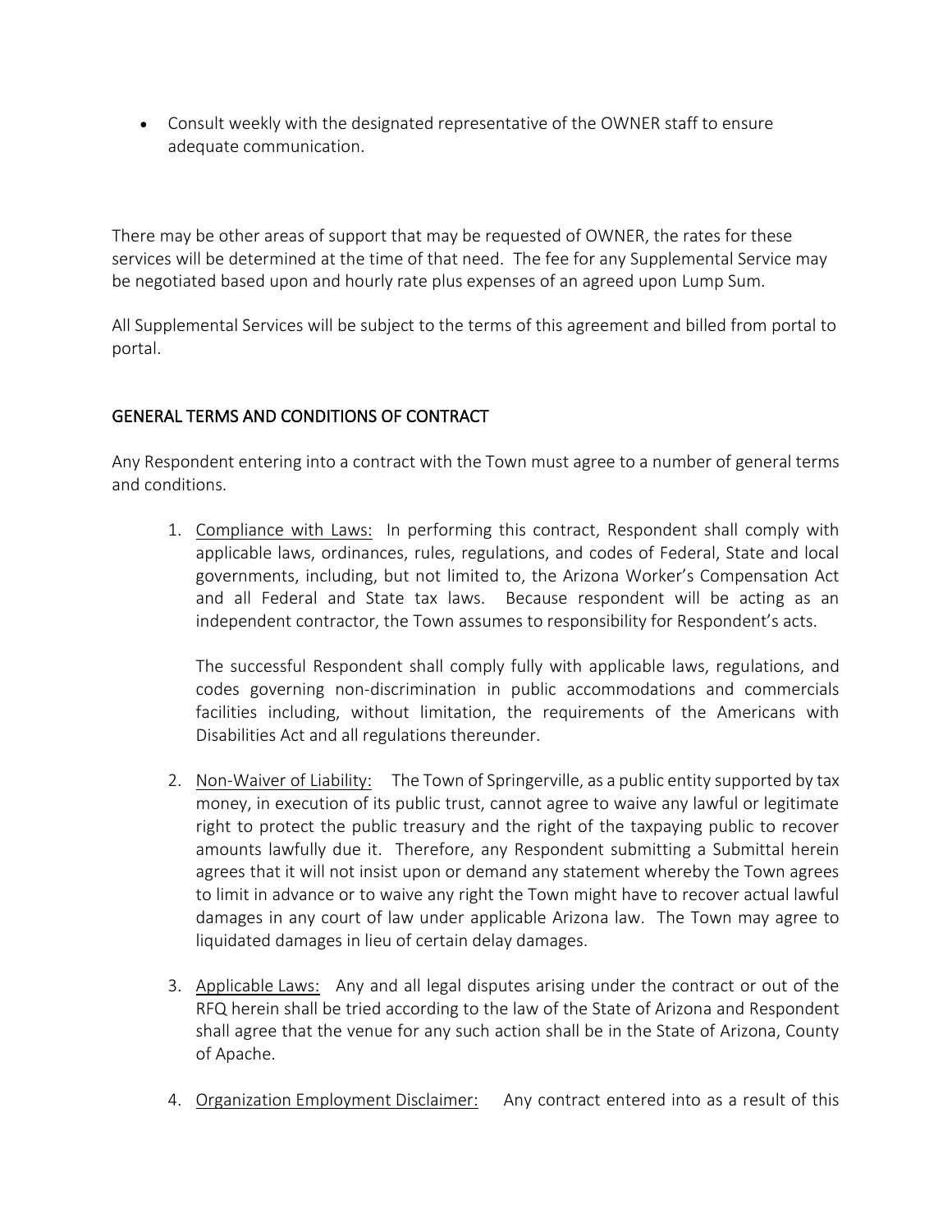- Consult weekly with the designated representative of the OWNER staff to ensure adequate communication.

There may be other areas of support that may be requested of OWNER, the rates for these services will be determined at the time of that need. The fee for any Supplemental Service may be negotiated based upon and hourly rate plus expenses of an agreed upon Lump Sum.

All Supplemental Services will be subject to the terms of this agreement and billed from portal to portal.

## GENERAL TERMS AND CONDITIONS OF CONTRACT

Any Respondent entering into a contract with the Town must agree to a number of general terms and conditions.

1. Compliance with Laws: In performing this contract, Respondent shall comply with applicable laws, ordinances, rules, regulations, and codes of Federal, State and local governments, including, but not limited to, the Arizona Worker's Compensation Act and all Federal and State tax laws. Because respondent will be acting as an independent contractor, the Town assumes to responsibility for Respondent's acts.

   The successful Respondent shall comply fully with applicable laws, regulations, and codes governing non-discrimination in public accommodations and commercials facilities including, without limitation, the requirements of the Americans with Disabilities Act and all regulations thereunder.

2. Non-Waiver of Liability: The Town of Springerville, as a public entity supported by tax money, in execution of its public trust, cannot agree to waive any lawful or legitimate right to protect the public treasury and the right of the taxpaying public to recover amounts lawfully due it. Therefore, any Respondent submitting a Submittal herein agrees that it will not insist upon or demand any statement whereby the Town agrees to limit in advance or to waive any right the Town might have to recover actual lawful damages in any court of law under applicable Arizona law. The Town may agree to liquidated damages in lieu of certain delay damages.

3. Applicable Laws: Any and all legal disputes arising under the contract or out of the RFQ herein shall be tried according to the law of the State of Arizona and Respondent shall agree that the venue for any such action shall be in the State of Arizona, County of Apache.

4. Organization Employment Disclaimer: Any contract entered into as a result of this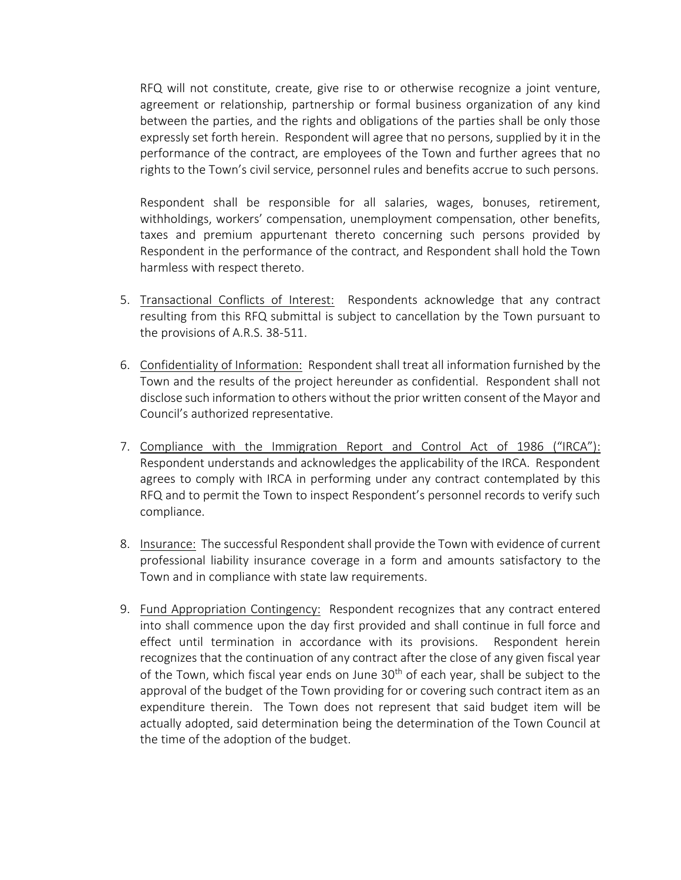RFQ will not constitute, create, give rise to or otherwise recognize a joint venture, agreement or relationship, partnership or formal business organization of any kind between the parties, and the rights and obligations of the parties shall be only those expressly set forth herein. Respondent will agree that no persons, supplied by it in the performance of the contract, are employees of the Town and further agrees that no rights to the Town's civil service, personnel rules and benefits accrue to such persons.

Respondent shall be responsible for all salaries, wages, bonuses, retirement, withholdings, workers' compensation, unemployment compensation, other benefits, taxes and premium appurtenant thereto concerning such persons provided by Respondent in the performance of the contract, and Respondent shall hold the Town harmless with respect thereto.

5. Transactional Conflicts of Interest: Respondents acknowledge that any contract resulting from this RFQ submittal is subject to cancellation by the Town pursuant to the provisions of A.R.S. 38-511.

6. Confidentiality of Information: Respondent shall treat all information furnished by the Town and the results of the project hereunder as confidential. Respondent shall not disclose such information to others without the prior written consent of the Mayor and Council's authorized representative.

7. Compliance with the Immigration Report and Control Act of 1986 ("IRCA"): Respondent understands and acknowledges the applicability of the IRCA. Respondent agrees to comply with IRCA in performing under any contract contemplated by this RFQ and to permit the Town to inspect Respondent's personnel records to verify such compliance.

8. Insurance: The successful Respondent shall provide the Town with evidence of current professional liability insurance coverage in a form and amounts satisfactory to the Town and in compliance with state law requirements.

9. Fund Appropriation Contingency: Respondent recognizes that any contract entered into shall commence upon the day first provided and shall continue in full force and effect until termination in accordance with its provisions. Respondent herein recognizes that the continuation of any contract after the close of any given fiscal year of the Town, which fiscal year ends on June 30th of each year, shall be subject to the approval of the budget of the Town providing for or covering such contract item as an expenditure therein. The Town does not represent that said budget item will be actually adopted, said determination being the determination of the Town Council at the time of the adoption of the budget.